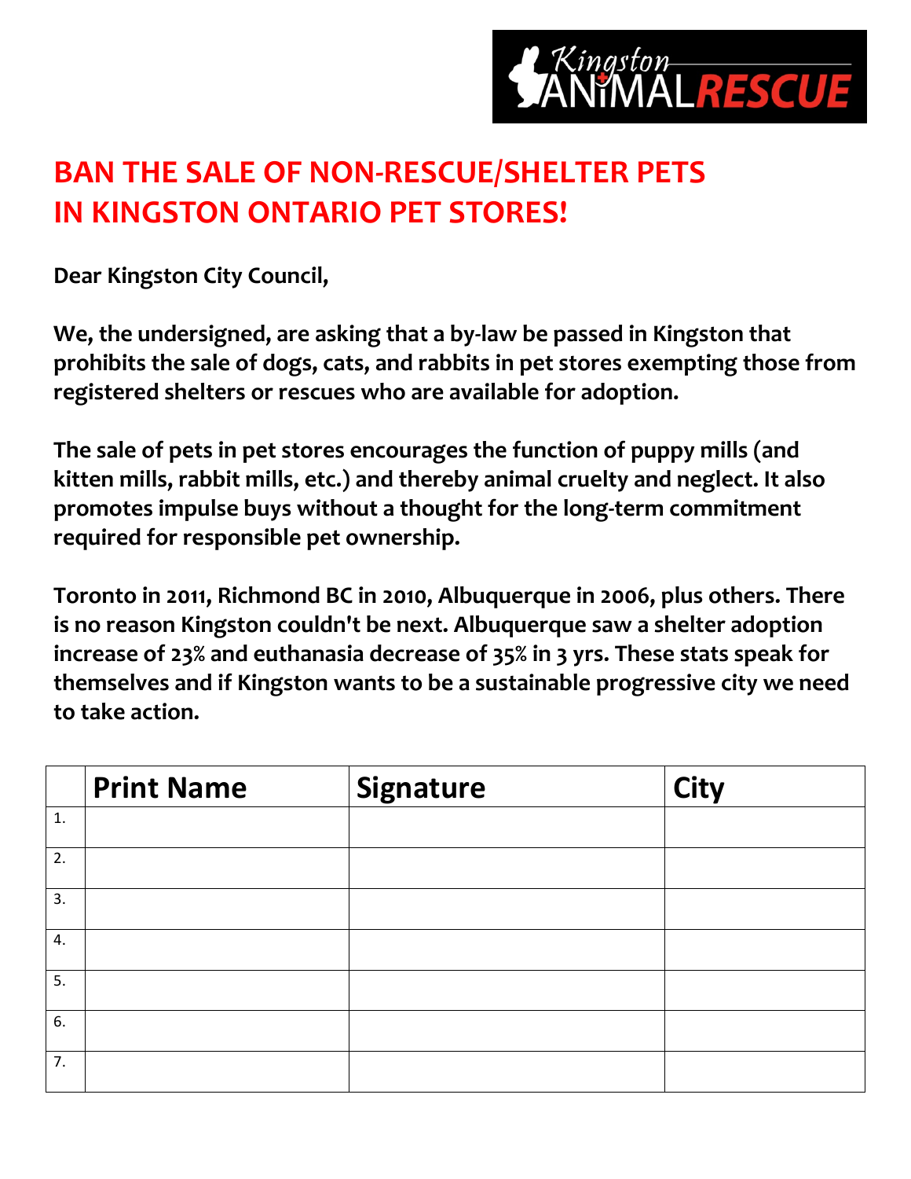Kingston ANIMAL RESCUE

# BAN THE SALE OF NON-RESCUE/SHELTER PETS IN KINGSTON ONTARIO PET STORES!

**Dear Kingston City Council,**

**We, the undersigned, are asking that a by-law be passed in Kingston that prohibits the sale of dogs, cats, and rabbits in pet stores exempting those from registered shelters or rescues who are available for adoption.**

**The sale of pets in pet stores encourages the function of puppy mills (and kitten mills, rabbit mills, etc.) and thereby animal cruelty and neglect. It also promotes impulse buys without a thought for the long-term commitment required for responsible pet ownership.**

**Toronto in 2011, Richmond BC in 2010, Albuquerque in 2006, plus others. There is no reason Kingston couldn't be next. Albuquerque saw a shelter adoption increase of 23% and euthanasia decrease of 35% in 3 yrs. These stats speak for themselves and if Kingston wants to be a sustainable progressive city we need to take action.**

| | Print Name | Signature | City |
|---|---|---|---|
| 1. | | | |
| 2. | | | |
| 3. | | | |
| 4. | | | |
| 5. | | | |
| 6. | | | |
| 7. | | | |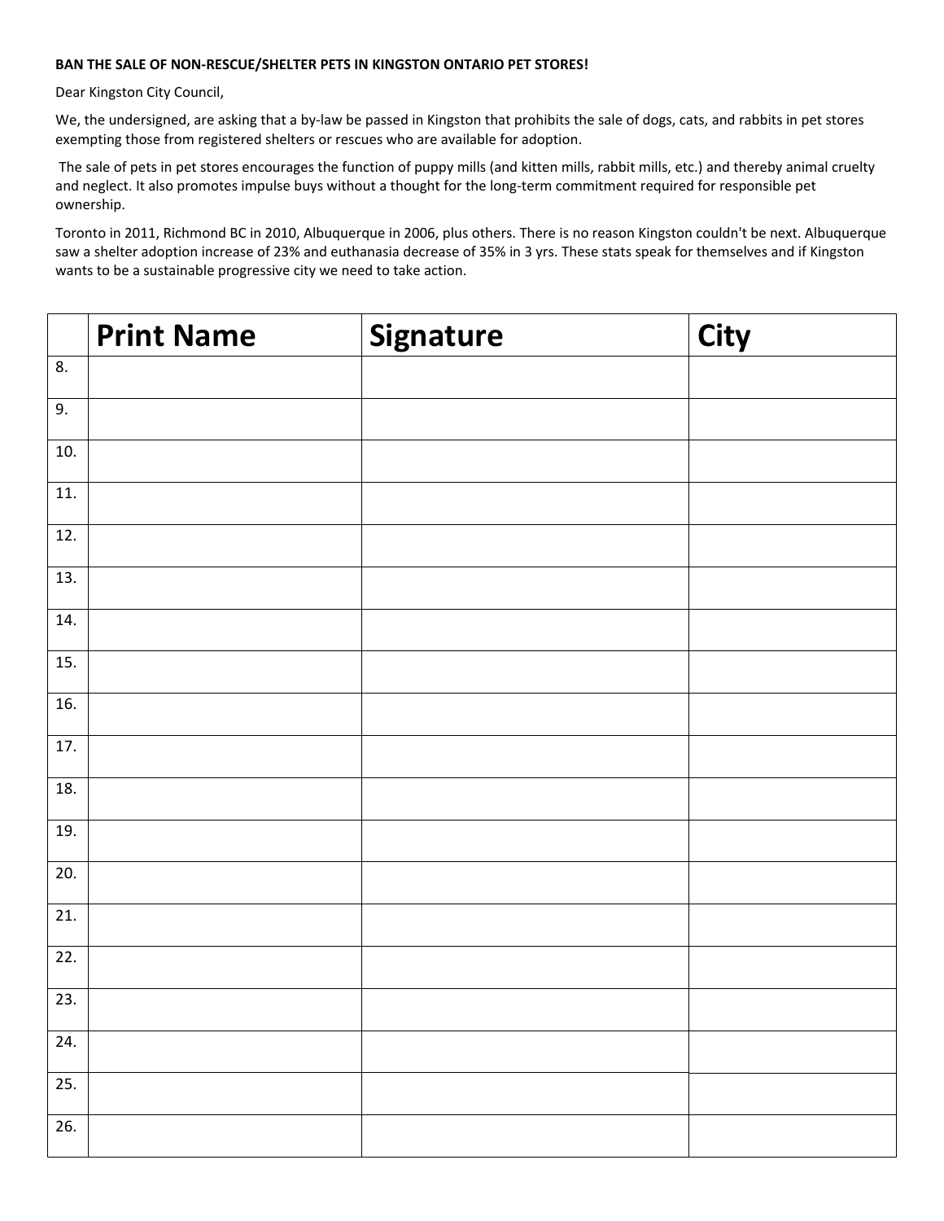**BAN THE SALE OF NON-RESCUE/SHELTER PETS IN KINGSTON ONTARIO PET STORES!**

Dear Kingston City Council,

We, the undersigned, are asking that a by-law be passed in Kingston that prohibits the sale of dogs, cats, and rabbits in pet stores exempting those from registered shelters or rescues who are available for adoption.

The sale of pets in pet stores encourages the function of puppy mills (and kitten mills, rabbit mills, etc.) and thereby animal cruelty and neglect. It also promotes impulse buys without a thought for the long-term commitment required for responsible pet ownership.

Toronto in 2011, Richmond BC in 2010, Albuquerque in 2006, plus others. There is no reason Kingston couldn't be next. Albuquerque saw a shelter adoption increase of 23% and euthanasia decrease of 35% in 3 yrs. These stats speak for themselves and if Kingston wants to be a sustainable progressive city we need to take action.

| | Print Name | Signature | City |
|---|---|---|---|
| 8. | | | |
| 9. | | | |
| 10. | | | |
| 11. | | | |
| 12. | | | |
| 13. | | | |
| 14. | | | |
| 15. | | | |
| 16. | | | |
| 17. | | | |
| 18. | | | |
| 19. | | | |
| 20. | | | |
| 21. | | | |
| 22. | | | |
| 23. | | | |
| 24. | | | |
| 25. | | | |
| 26. | | | |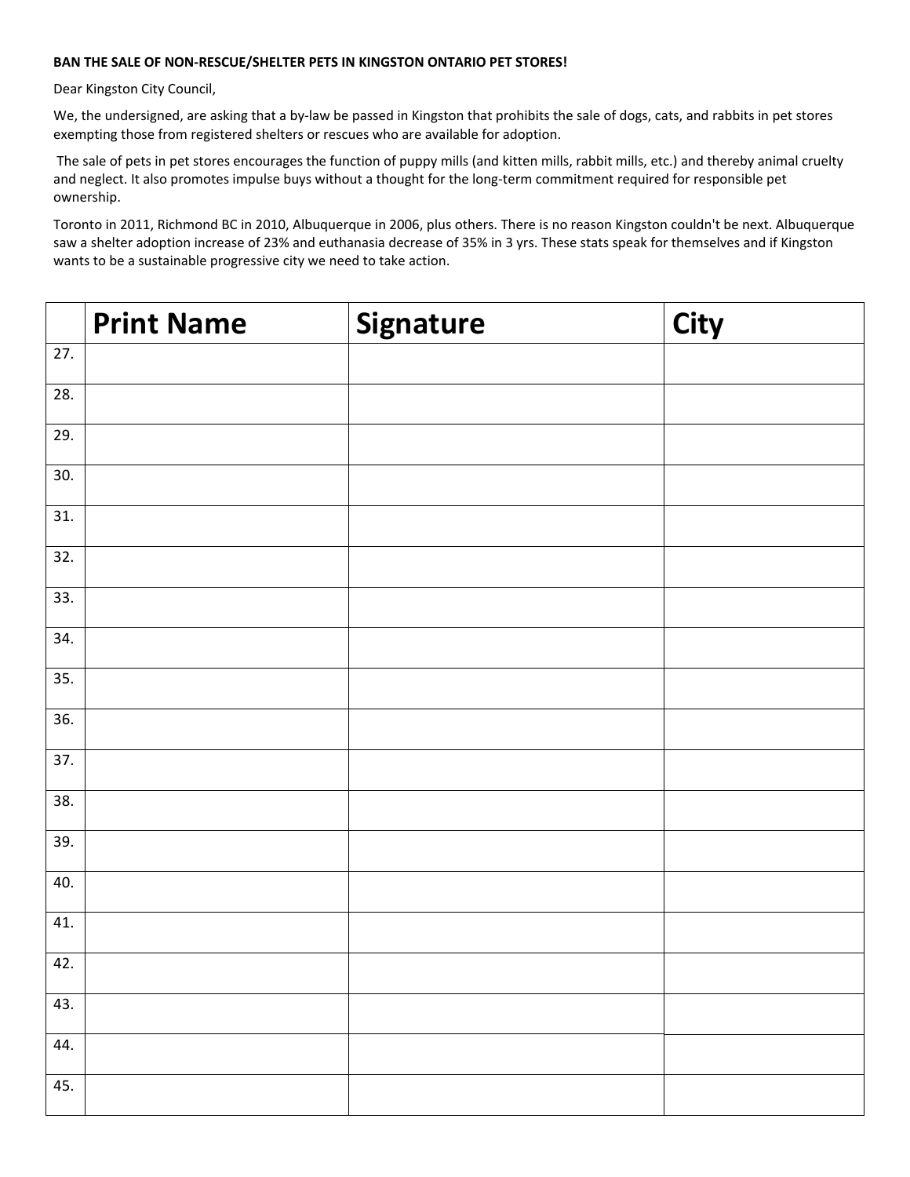**BAN THE SALE OF NON-RESCUE/SHELTER PETS IN KINGSTON ONTARIO PET STORES!**

Dear Kingston City Council,

We, the undersigned, are asking that a by-law be passed in Kingston that prohibits the sale of dogs, cats, and rabbits in pet stores exempting those from registered shelters or rescues who are available for adoption.

The sale of pets in pet stores encourages the function of puppy mills (and kitten mills, rabbit mills, etc.) and thereby animal cruelty and neglect. It also promotes impulse buys without a thought for the long-term commitment required for responsible pet ownership.

Toronto in 2011, Richmond BC in 2010, Albuquerque in 2006, plus others. There is no reason Kingston couldn't be next. Albuquerque saw a shelter adoption increase of 23% and euthanasia decrease of 35% in 3 yrs. These stats speak for themselves and if Kingston wants to be a sustainable progressive city we need to take action.

| | Print Name | Signature | City |
|---|---|---|---|
| 27. | | | |
| 28. | | | |
| 29. | | | |
| 30. | | | |
| 31. | | | |
| 32. | | | |
| 33. | | | |
| 34. | | | |
| 35. | | | |
| 36. | | | |
| 37. | | | |
| 38. | | | |
| 39. | | | |
| 40. | | | |
| 41. | | | |
| 42. | | | |
| 43. | | | |
| 44. | | | |
| 45. | | | |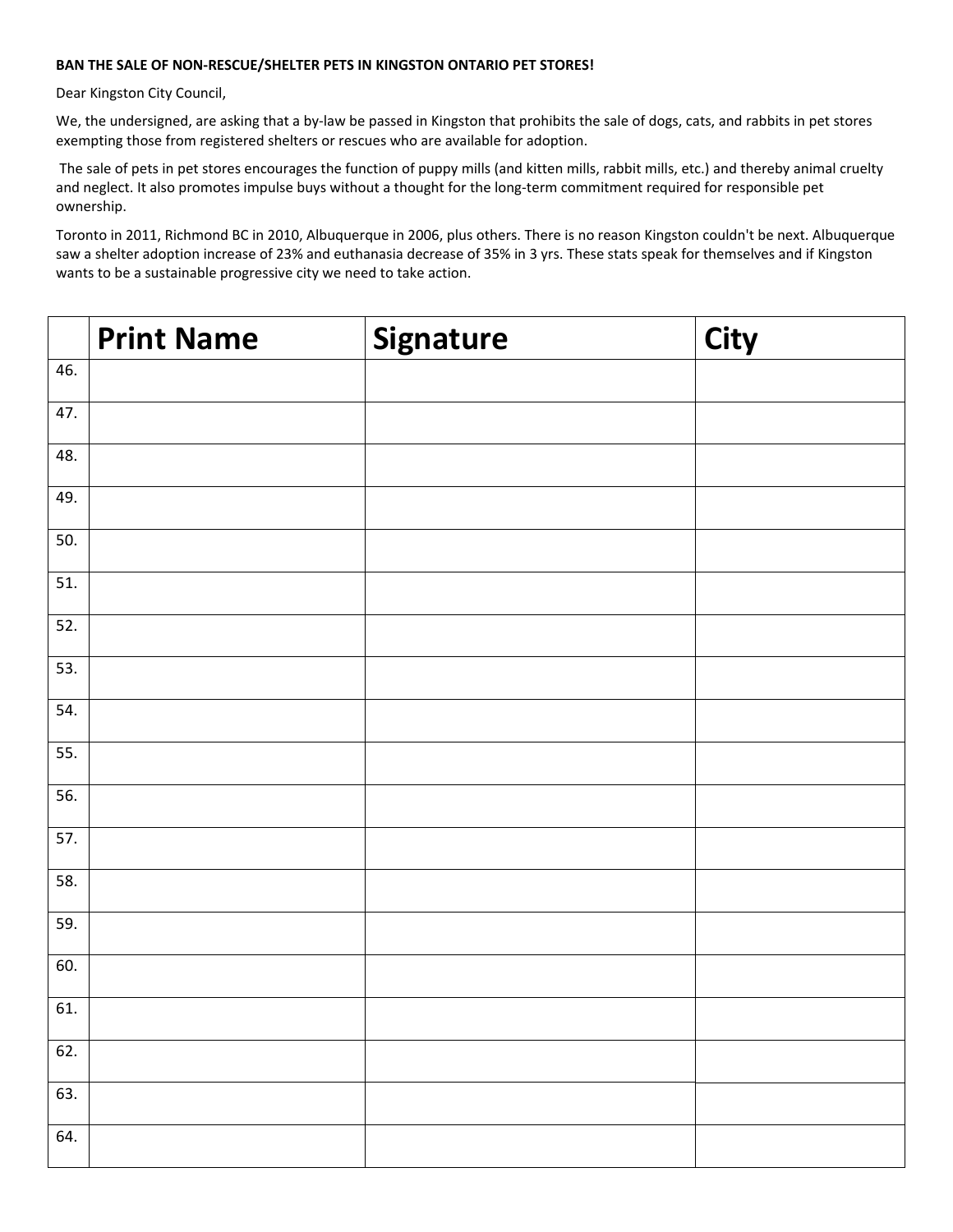**BAN THE SALE OF NON-RESCUE/SHELTER PETS IN KINGSTON ONTARIO PET STORES!**

Dear Kingston City Council,

We, the undersigned, are asking that a by-law be passed in Kingston that prohibits the sale of dogs, cats, and rabbits in pet stores exempting those from registered shelters or rescues who are available for adoption.

The sale of pets in pet stores encourages the function of puppy mills (and kitten mills, rabbit mills, etc.) and thereby animal cruelty and neglect. It also promotes impulse buys without a thought for the long-term commitment required for responsible pet ownership.

Toronto in 2011, Richmond BC in 2010, Albuquerque in 2006, plus others. There is no reason Kingston couldn't be next. Albuquerque saw a shelter adoption increase of 23% and euthanasia decrease of 35% in 3 yrs. These stats speak for themselves and if Kingston wants to be a sustainable progressive city we need to take action.

| | Print Name | Signature | City |
|---|---|---|---|
| 46. | | | |
| 47. | | | |
| 48. | | | |
| 49. | | | |
| 50. | | | |
| 51. | | | |
| 52. | | | |
| 53. | | | |
| 54. | | | |
| 55. | | | |
| 56. | | | |
| 57. | | | |
| 58. | | | |
| 59. | | | |
| 60. | | | |
| 61. | | | |
| 62. | | | |
| 63. | | | |
| 64. | | | |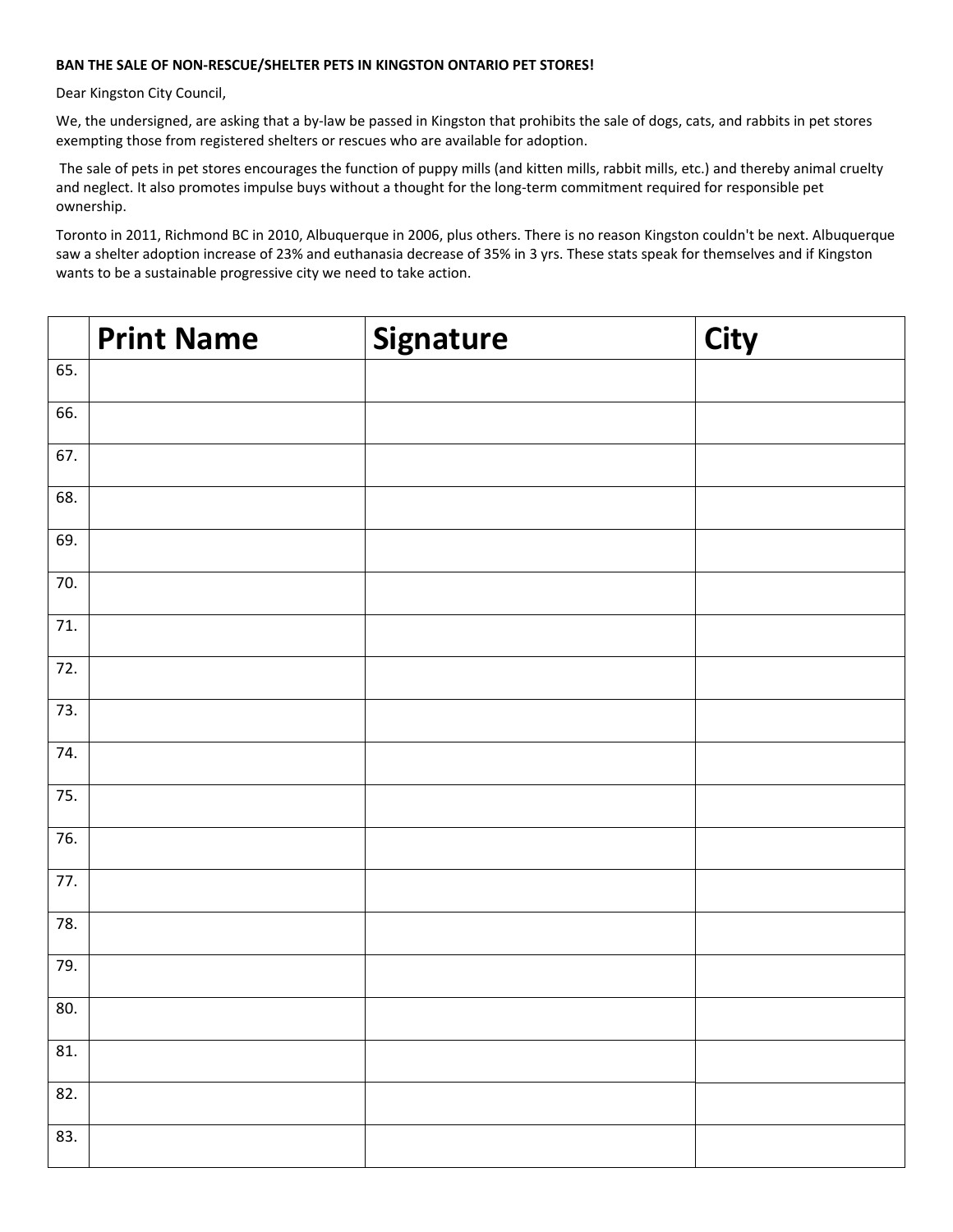**BAN THE SALE OF NON-RESCUE/SHELTER PETS IN KINGSTON ONTARIO PET STORES!**

Dear Kingston City Council,

We, the undersigned, are asking that a by-law be passed in Kingston that prohibits the sale of dogs, cats, and rabbits in pet stores exempting those from registered shelters or rescues who are available for adoption.

The sale of pets in pet stores encourages the function of puppy mills (and kitten mills, rabbit mills, etc.) and thereby animal cruelty and neglect. It also promotes impulse buys without a thought for the long-term commitment required for responsible pet ownership.

Toronto in 2011, Richmond BC in 2010, Albuquerque in 2006, plus others. There is no reason Kingston couldn't be next. Albuquerque saw a shelter adoption increase of 23% and euthanasia decrease of 35% in 3 yrs. These stats speak for themselves and if Kingston wants to be a sustainable progressive city we need to take action.

| | Print Name | Signature | City |
|---|---|---|---|
| 65. | | | |
| 66. | | | |
| 67. | | | |
| 68. | | | |
| 69. | | | |
| 70. | | | |
| 71. | | | |
| 72. | | | |
| 73. | | | |
| 74. | | | |
| 75. | | | |
| 76. | | | |
| 77. | | | |
| 78. | | | |
| 79. | | | |
| 80. | | | |
| 81. | | | |
| 82. | | | |
| 83. | | | |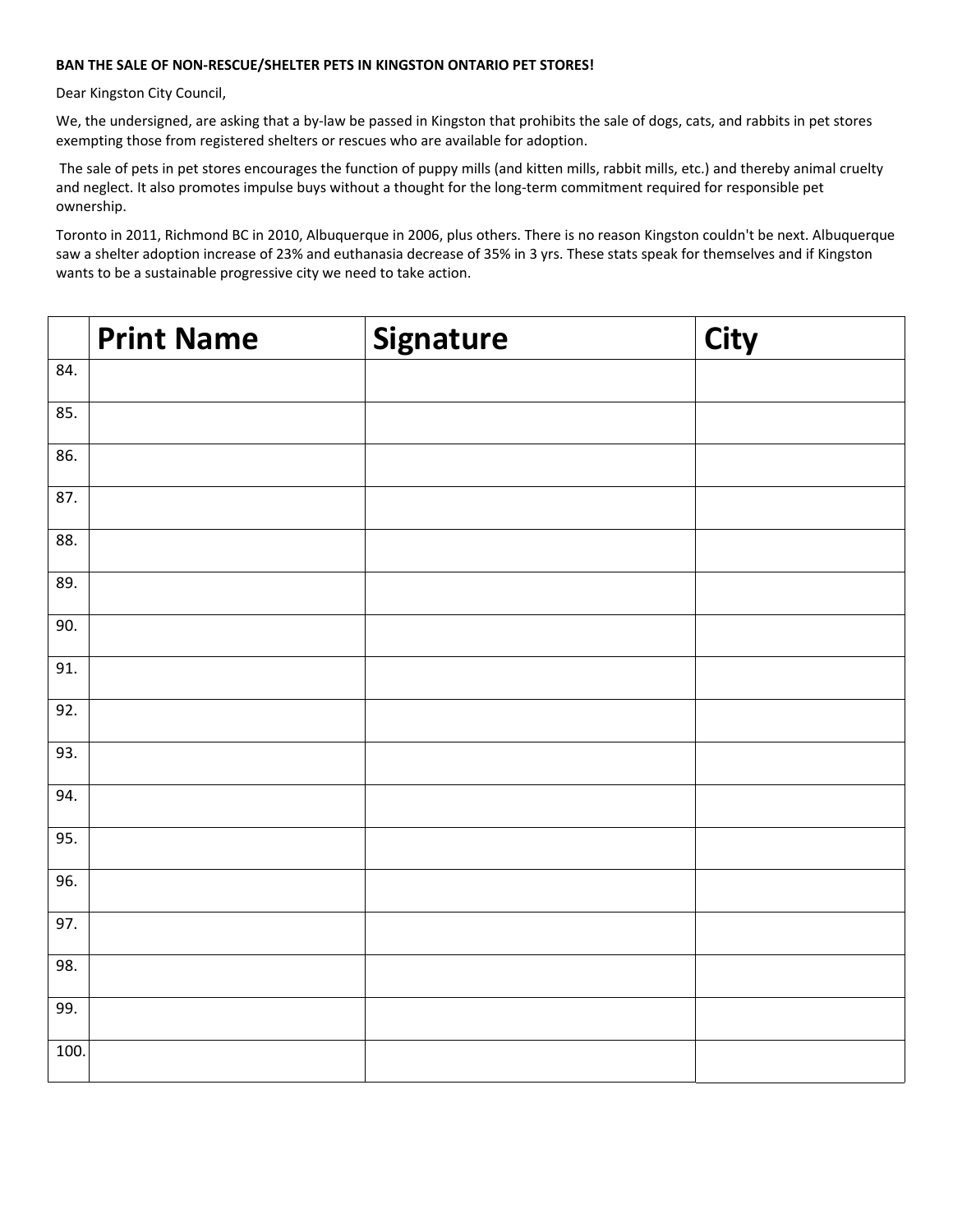**BAN THE SALE OF NON-RESCUE/SHELTER PETS IN KINGSTON ONTARIO PET STORES!**

Dear Kingston City Council,

We, the undersigned, are asking that a by-law be passed in Kingston that prohibits the sale of dogs, cats, and rabbits in pet stores exempting those from registered shelters or rescues who are available for adoption.

The sale of pets in pet stores encourages the function of puppy mills (and kitten mills, rabbit mills, etc.) and thereby animal cruelty and neglect. It also promotes impulse buys without a thought for the long-term commitment required for responsible pet ownership.

Toronto in 2011, Richmond BC in 2010, Albuquerque in 2006, plus others. There is no reason Kingston couldn't be next. Albuquerque saw a shelter adoption increase of 23% and euthanasia decrease of 35% in 3 yrs. These stats speak for themselves and if Kingston wants to be a sustainable progressive city we need to take action.

| | Print Name | Signature | City |
|---|---|---|---|
| 84. | | | |
| 85. | | | |
| 86. | | | |
| 87. | | | |
| 88. | | | |
| 89. | | | |
| 90. | | | |
| 91. | | | |
| 92. | | | |
| 93. | | | |
| 94. | | | |
| 95. | | | |
| 96. | | | |
| 97. | | | |
| 98. | | | |
| 99. | | | |
| 100. | | | |